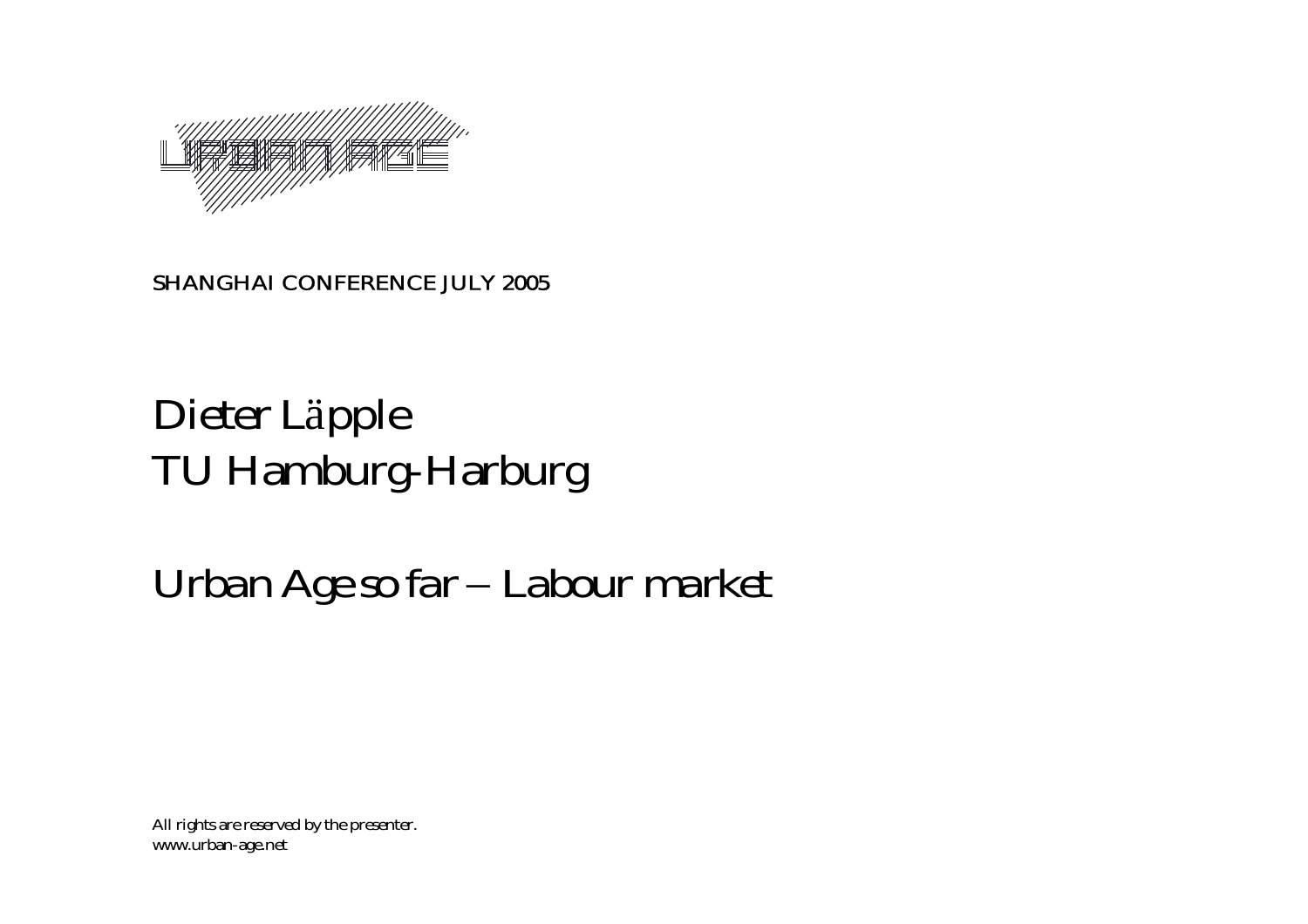URBAN AGE

SHANGHAI CONFERENCE JULY 2005

# Dieter Läpple
# TU Hamburg-Harburg

# Urban Age so far – Labour market

*All rights are reserved by the presenter.*
*www.urban-age.net*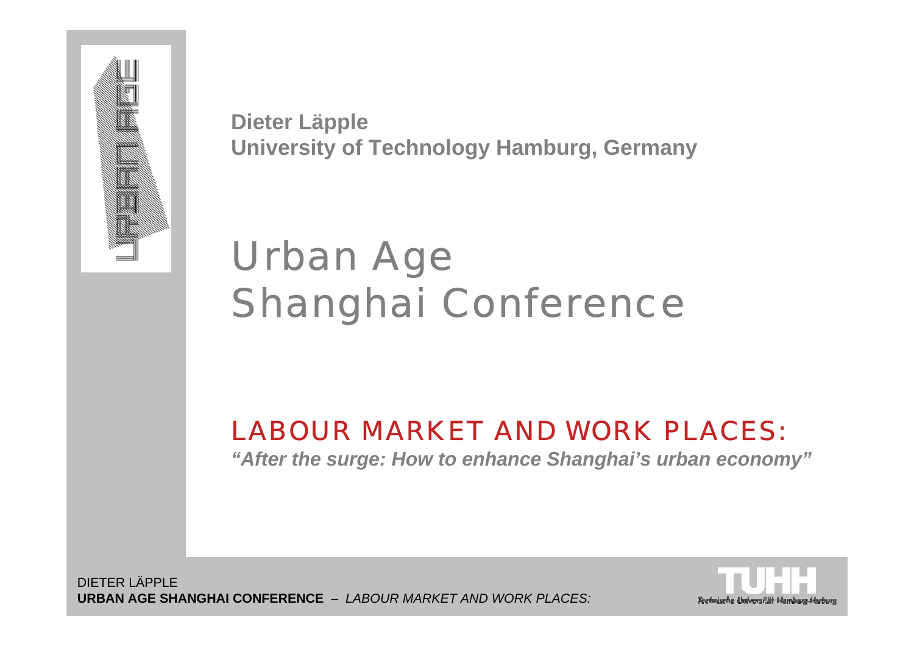**Dieter Läpple**
**University of Technology Hamburg, Germany**

# Urban Age
# Shanghai Conference

## LABOUR MARKET AND WORK PLACES:

***"After the surge: How to enhance Shanghai's urban economy"***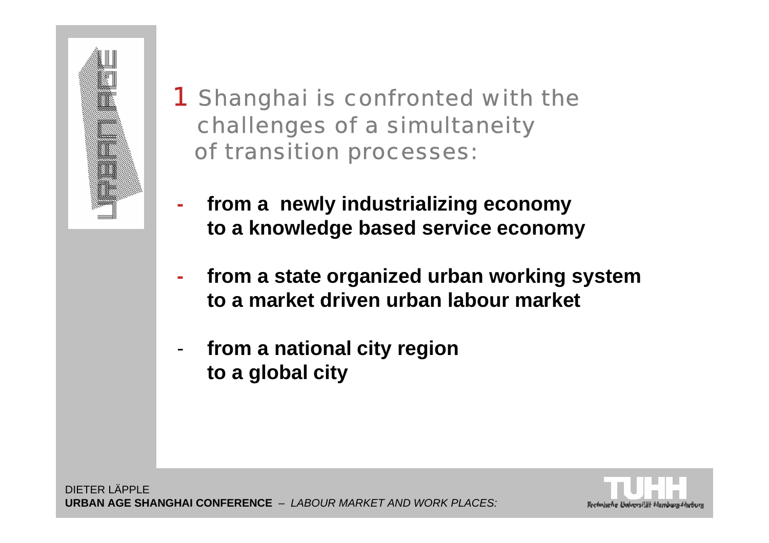## 1 Shanghai is confronted with the challenges of a simultaneity of transition processes:

- **from a newly industrializing economy to a knowledge based service economy**
- **from a state organized urban working system to a market driven urban labour market**
- **from a national city region to a global city**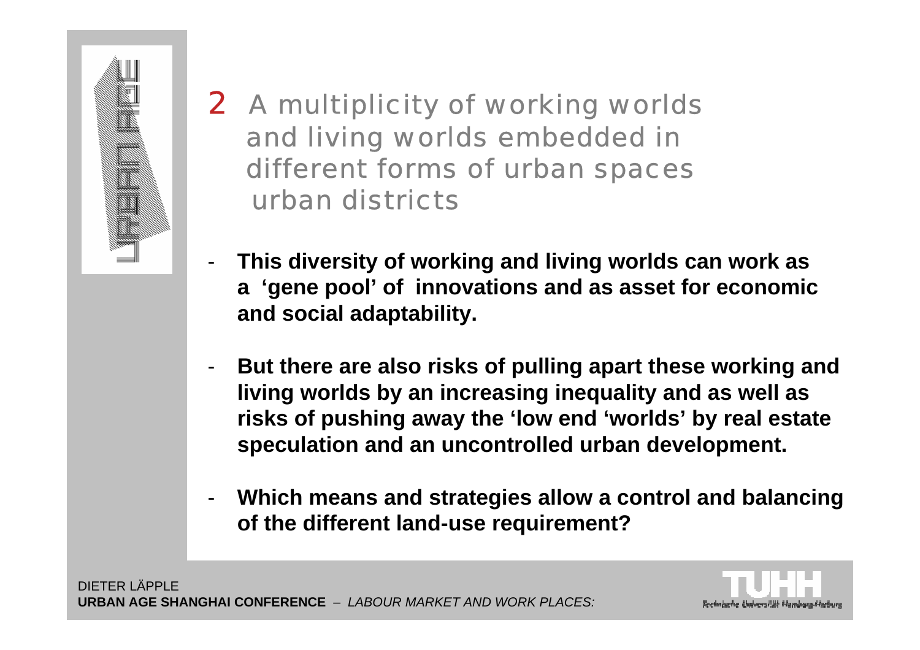## 2 A multiplicity of working worlds and living worlds embedded in different forms of urban spaces urban districts

- **This diversity of working and living worlds can work as a 'gene pool' of innovations and as asset for economic and social adaptability.**

- **But there are also risks of pulling apart these working and living worlds by an increasing inequality and as well as risks of pushing away the 'low end 'worlds' by real estate speculation and an uncontrolled urban development.**

- **Which means and strategies allow a control and balancing of the different land-use requirement?**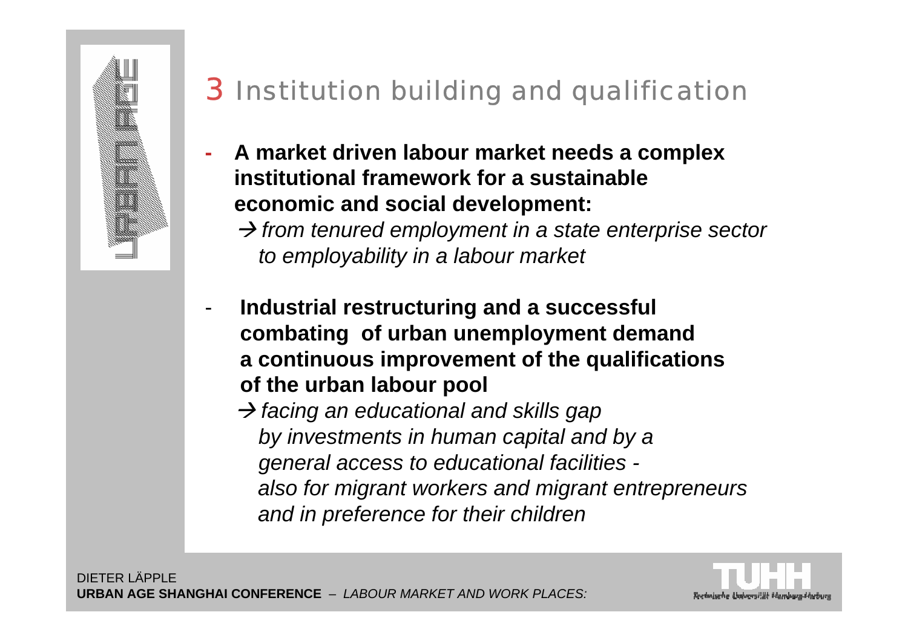# 3 Institution building and qualification

- **A market driven labour market needs a complex institutional framework for a sustainable economic and social development:**
  → *from tenured employment in a state enterprise sector to employability in a labour market*

- **Industrial restructuring and a successful combating of urban unemployment demand a continuous improvement of the qualifications of the urban labour pool**
  → *facing an educational and skills gap by investments in human capital and by a general access to educational facilities - also for migrant workers and migrant entrepreneurs and in preference for their children*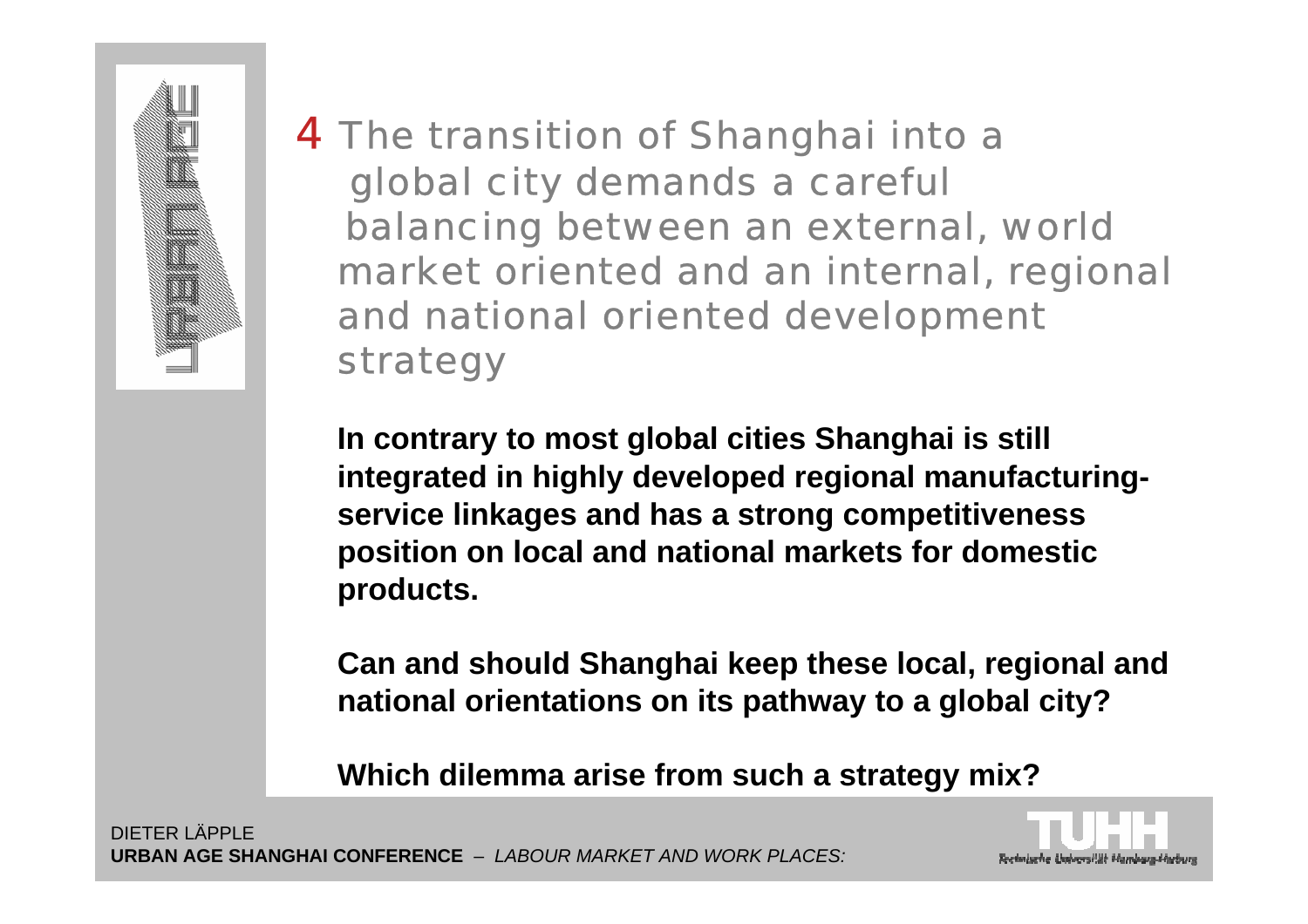## 4 The transition of Shanghai into a global city demands a careful balancing between an external, world market oriented and an internal, regional and national oriented development strategy

**In contrary to most global cities Shanghai is still integrated in highly developed regional manufacturing-service linkages and has a strong competitiveness position on local and national markets for domestic products.**

**Can and should Shanghai keep these local, regional and national orientations on its pathway to a global city?**

**Which dilemma arise from such a strategy mix?**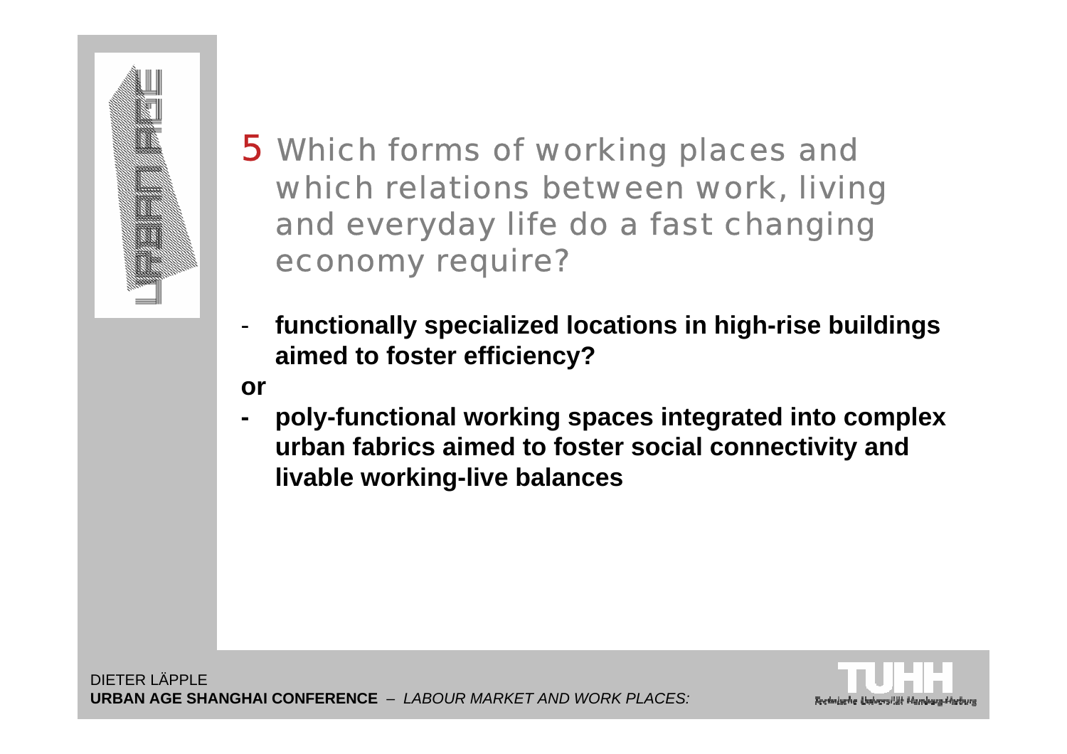## 5 Which forms of working places and which relations between work, living and everyday life do a fast changing economy require?

- **functionally specialized locations in high-rise buildings aimed to foster efficiency?**

**or**

- **poly-functional working spaces integrated into complex urban fabrics aimed to foster social connectivity and livable working-live balances**